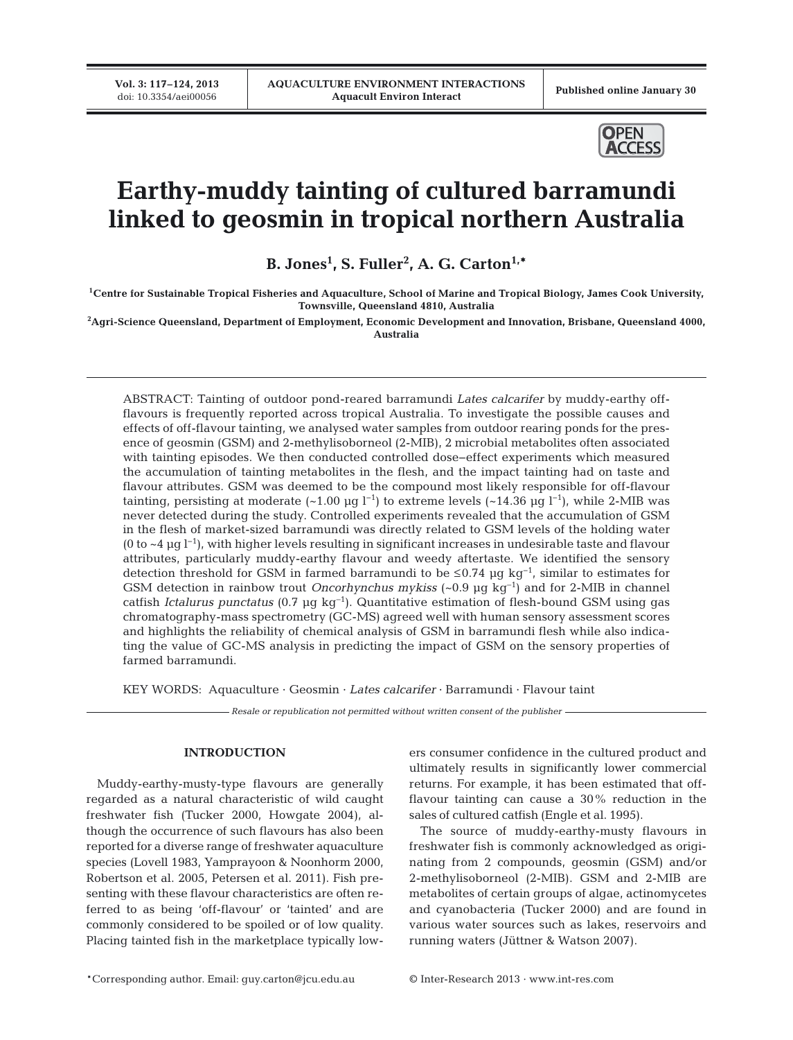# Earthy-muddy tainting of cultured barramundi linked to geosmin in tropical northern Australia

**B. Jones[1], S. Fuller[2], A. G. Carton[1,*]**

[1]Centre for Sustainable Tropical Fisheries and Aquaculture, School of Marine and Tropical Biology, James Cook University, Townsville, Queensland 4810, Australia

[2]Agri-Science Queensland, Department of Employment, Economic Development and Innovation, Brisbane, Queensland 4000, Australia

ABSTRACT: Tainting of outdoor pond-reared barramundi *Lates calcarifer* by muddy-earthy off-flavours is frequently reported across tropical Australia. To investigate the possible causes and effects of off-flavour tainting, we analysed water samples from outdoor rearing ponds for the presence of geosmin (GSM) and 2-methylisoborneol (2-MIB), 2 microbial metabolites often associated with tainting episodes. We then conducted controlled dose−effect experiments which measured the accumulation of tainting metabolites in the flesh, and the impact tainting had on taste and flavour attributes. GSM was deemed to be the compound most likely responsible for off-flavour tainting, persisting at moderate (~1.00 µg $l^{-1}$) to extreme levels (~14.36 µg $l^{-1}$), while 2-MIB was never detected during the study. Controlled experiments revealed that the accumulation of GSM in the flesh of market-sized barramundi was directly related to GSM levels of the holding water (0 to ~4 µg $l^{-1}$), with higher levels resulting in significant increases in undesirable taste and flavour attributes, particularly muddy-earthy flavour and weedy aftertaste. We identified the sensory detection threshold for GSM in farmed barramundi to be ≤0.74 µg $kg^{-1}$, similar to estimates for GSM detection in rainbow trout *Oncorhynchus mykiss* (~0.9 µg $kg^{-1}$) and for 2-MIB in channel catfish *Ictalurus punctatus* (0.7 µg $kg^{-1}$). Quantitative estimation of flesh-bound GSM using gas chromatography-mass spectrometry (GC-MS) agreed well with human sensory assessment scores and highlights the reliability of chemical analysis of GSM in barramundi flesh while also indicating the value of GC-MS analysis in predicting the impact of GSM on the sensory properties of farmed barramundi.

KEY WORDS: Aquaculture · Geosmin · *Lates calcarifer* · Barramundi · Flavour taint

*Resale or republication not permitted without written consent of the publisher*

## INTRODUCTION

Muddy-earthy-musty-type flavours are generally regarded as a natural characteristic of wild caught freshwater fish (Tucker 2000, Howgate 2004), although the occurrence of such flavours has also been reported for a diverse range of freshwater aquaculture species (Lovell 1983, Yamprayoon & Noonhorm 2000, Robertson et al. 2005, Petersen et al. 2011). Fish presenting with these flavour characteristics are often referred to as being 'off-flavour' or 'tainted' and are commonly considered to be spoiled or of low quality. Placing tainted fish in the marketplace typically lowers consumer confidence in the cultured product and ultimately results in significantly lower commercial returns. For example, it has been estimated that off-flavour tainting can cause a 30% reduction in the sales of cultured catfish (Engle et al. 1995).

The source of muddy-earthy-musty flavours in freshwater fish is commonly acknowledged as originating from 2 compounds, geosmin (GSM) and/or 2-methylisoborneol (2-MIB). GSM and 2-MIB are metabolites of certain groups of algae, actinomycetes and cyanobacteria (Tucker 2000) and are found in various water sources such as lakes, reservoirs and running waters (Jüttner & Watson 2007).

*Corresponding author. Email: guy.carton@jcu.edu.au

© Inter-Research 2013 · www.int-res.com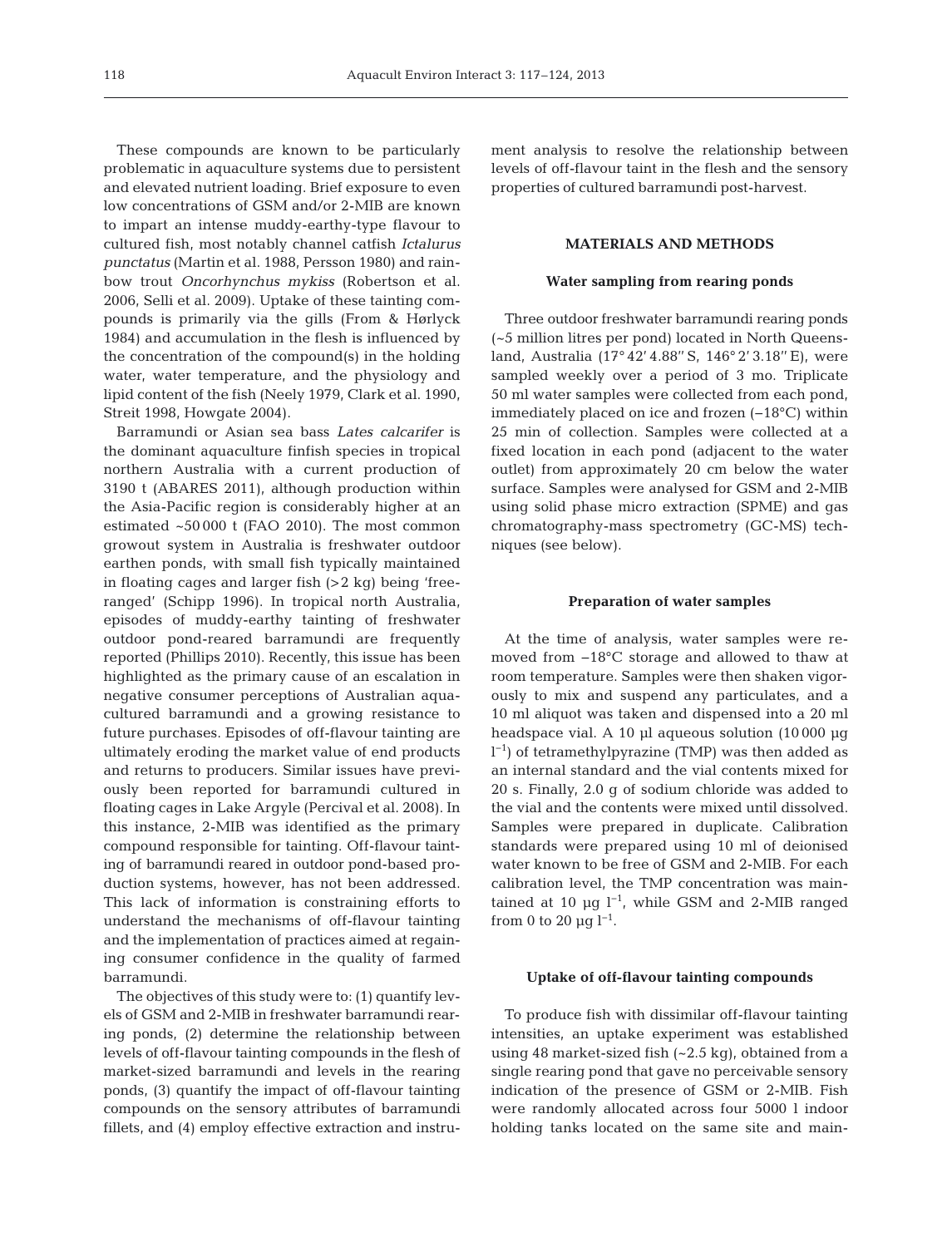These compounds are known to be particularly problematic in aquaculture systems due to persistent and elevated nutrient loading. Brief exposure to even low concentrations of GSM and/or 2-MIB are known to impart an intense muddy-earthy-type flavour to cultured fish, most notably channel catfish *Ictalurus punctatus* (Martin et al. 1988, Persson 1980) and rainbow trout *Oncorhynchus mykiss* (Robertson et al. 2006, Selli et al. 2009). Uptake of these tainting compounds is primarily via the gills (From & Hørlyck 1984) and accumulation in the flesh is influenced by the concentration of the compound(s) in the holding water, water temperature, and the physiology and lipid content of the fish (Neely 1979, Clark et al. 1990, Streit 1998, Howgate 2004).

Barramundi or Asian sea bass *Lates calcarifer* is the dominant aquaculture finfish species in tropical northern Australia with a current production of 3190 t (ABARES 2011), although production within the Asia-Pacific region is considerably higher at an estimated ~50 000 t (FAO 2010). The most common growout system in Australia is freshwater outdoor earthen ponds, with small fish typically maintained in floating cages and larger fish (>2 kg) being 'free-ranged' (Schipp 1996). In tropical north Australia, episodes of muddy-earthy tainting of freshwater outdoor pond-reared barramundi are frequently reported (Phillips 2010). Recently, this issue has been highlighted as the primary cause of an escalation in negative consumer perceptions of Australian aquacultured barramundi and a growing resistance to future purchases. Episodes of off-flavour tainting are ultimately eroding the market value of end products and returns to producers. Similar issues have previously been reported for barramundi cultured in floating cages in Lake Argyle (Percival et al. 2008). In this instance, 2-MIB was identified as the primary compound responsible for tainting. Off-flavour tainting of barramundi reared in outdoor pond-based production systems, however, has not been addressed. This lack of information is constraining efforts to understand the mechanisms of off-flavour tainting and the implementation of practices aimed at regaining consumer confidence in the quality of farmed barramundi.

The objectives of this study were to: (1) quantify levels of GSM and 2-MIB in freshwater barramundi rearing ponds, (2) determine the relationship between levels of off-flavour tainting compounds in the flesh of market-sized barramundi and levels in the rearing ponds, (3) quantify the impact of off-flavour tainting compounds on the sensory attributes of barramundi fillets, and (4) employ effective extraction and instrument analysis to resolve the relationship between levels of off-flavour taint in the flesh and the sensory properties of cultured barramundi post-harvest.

## MATERIALS AND METHODS

### Water sampling from rearing ponds

Three outdoor freshwater barramundi rearing ponds (~5 million litres per pond) located in North Queensland, Australia (17° 42′ 4.88′′ S, 146° 2′ 3.18′′ E), were sampled weekly over a period of 3 mo. Triplicate 50 ml water samples were collected from each pond, immediately placed on ice and frozen (−18°C) within 25 min of collection. Samples were collected at a fixed location in each pond (adjacent to the water outlet) from approximately 20 cm below the water surface. Samples were analysed for GSM and 2-MIB using solid phase micro extraction (SPME) and gas chromatography-mass spectrometry (GC-MS) techniques (see below).

### Preparation of water samples

At the time of analysis, water samples were removed from −18°C storage and allowed to thaw at room temperature. Samples were then shaken vigorously to mix and suspend any particulates, and a 10 ml aliquot was taken and dispensed into a 20 ml headspace vial. A 10 µl aqueous solution (10 000 µg $l^{-1}$) of tetramethylpyrazine (TMP) was then added as an internal standard and the vial contents mixed for 20 s. Finally, 2.0 g of sodium chloride was added to the vial and the contents were mixed until dissolved. Samples were prepared in duplicate. Calibration standards were prepared using 10 ml of deionised water known to be free of GSM and 2-MIB. For each calibration level, the TMP concentration was maintained at 10 µg $l^{-1}$, while GSM and 2-MIB ranged from 0 to 20 µg $l^{-1}$.

### Uptake of off-flavour tainting compounds

To produce fish with dissimilar off-flavour tainting intensities, an uptake experiment was established using 48 market-sized fish (~2.5 kg), obtained from a single rearing pond that gave no perceivable sensory indication of the presence of GSM or 2-MIB. Fish were randomly allocated across four 5000 l indoor holding tanks located on the same site and main-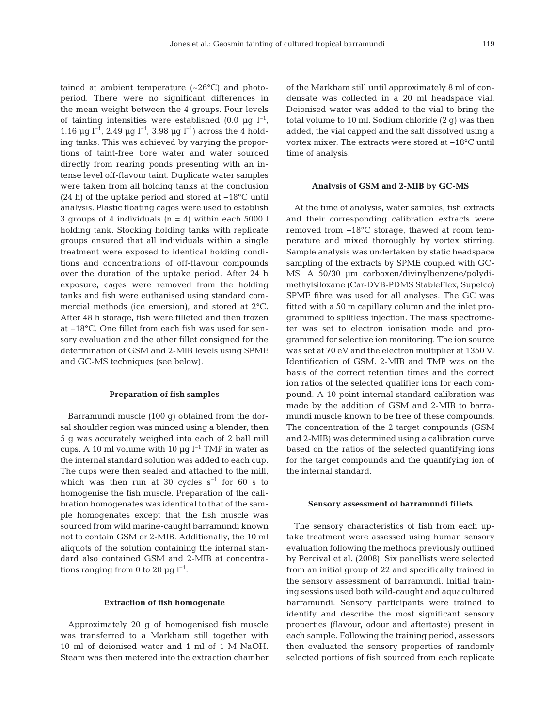tained at ambient temperature (~26°C) and photoperiod. There were no significant differences in the mean weight between the 4 groups. Four levels of tainting intensities were established (0.0 µg $l^{-1}$, 1.16 µg $l^{-1}$, 2.49 µg $l^{-1}$, 3.98 µg $l^{-1}$) across the 4 holding tanks. This was achieved by varying the proportions of taint-free bore water and water sourced directly from rearing ponds presenting with an intense level off-flavour taint. Duplicate water samples were taken from all holding tanks at the conclusion (24 h) of the uptake period and stored at −18°C until analysis. Plastic floating cages were used to establish 3 groups of 4 individuals (n = 4) within each 5000 l holding tank. Stocking holding tanks with replicate groups ensured that all individuals within a single treatment were exposed to identical holding conditions and concentrations of off-flavour compounds over the duration of the uptake period. After 24 h exposure, cages were removed from the holding tanks and fish were euthanised using standard commercial methods (ice emersion), and stored at 2°C. After 48 h storage, fish were filleted and then frozen at −18°C. One fillet from each fish was used for sensory evaluation and the other fillet consigned for the determination of GSM and 2-MIB levels using SPME and GC-MS techniques (see below).

### Preparation of fish samples

Barramundi muscle (100 g) obtained from the dorsal shoulder region was minced using a blender, then 5 g was accurately weighed into each of 2 ball mill cups. A 10 ml volume with 10 µg $l^{-1}$ TMP in water as the internal standard solution was added to each cup. The cups were then sealed and attached to the mill, which was then run at 30 cycles $s^{-1}$ for 60 s to homogenise the fish muscle. Preparation of the calibration homogenates was identical to that of the sample homogenates except that the fish muscle was sourced from wild marine-caught barramundi known not to contain GSM or 2-MIB. Additionally, the 10 ml aliquots of the solution containing the internal standard also contained GSM and 2-MIB at concentrations ranging from 0 to 20 µg $l^{-1}$.

### Extraction of fish homogenate

Approximately 20 g of homogenised fish muscle was transferred to a Markham still together with 10 ml of deionised water and 1 ml of 1 M NaOH. Steam was then metered into the extraction chamber of the Markham still until approximately 8 ml of condensate was collected in a 20 ml headspace vial. Deionised water was added to the vial to bring the total volume to 10 ml. Sodium chloride (2 g) was then added, the vial capped and the salt dissolved using a vortex mixer. The extracts were stored at −18°C until time of analysis.

### Analysis of GSM and 2-MIB by GC-MS

At the time of analysis, water samples, fish extracts and their corresponding calibration extracts were removed from −18°C storage, thawed at room temperature and mixed thoroughly by vortex stirring. Sample analysis was undertaken by static headspace sampling of the extracts by SPME coupled with GC-MS. A 50/30 µm carboxen/divinylbenzene/polydimethylsiloxane (Car-DVB-PDMS StableFlex, Supelco) SPME fibre was used for all analyses. The GC was fitted with a 50 m capillary column and the inlet programmed to splitless injection. The mass spectrometer was set to electron ionisation mode and programmed for selective ion monitoring. The ion source was set at 70 eV and the electron multiplier at 1350 V. Identification of GSM, 2-MIB and TMP was on the basis of the correct retention times and the correct ion ratios of the selected qualifier ions for each compound. A 10 point internal standard calibration was made by the addition of GSM and 2-MIB to barramundi muscle known to be free of these compounds. The concentration of the 2 target compounds (GSM and 2-MIB) was determined using a calibration curve based on the ratios of the selected quantifying ions for the target compounds and the quantifying ion of the internal standard.

### Sensory assessment of barramundi fillets

The sensory characteristics of fish from each uptake treatment were assessed using human sensory evaluation following the methods previously outlined by Percival et al. (2008). Six panellists were selected from an initial group of 22 and specifically trained in the sensory assessment of barramundi. Initial training sessions used both wild-caught and aquacultured barramundi. Sensory participants were trained to identify and describe the most significant sensory properties (flavour, odour and aftertaste) present in each sample. Following the training period, assessors then evaluated the sensory properties of randomly selected portions of fish sourced from each replicate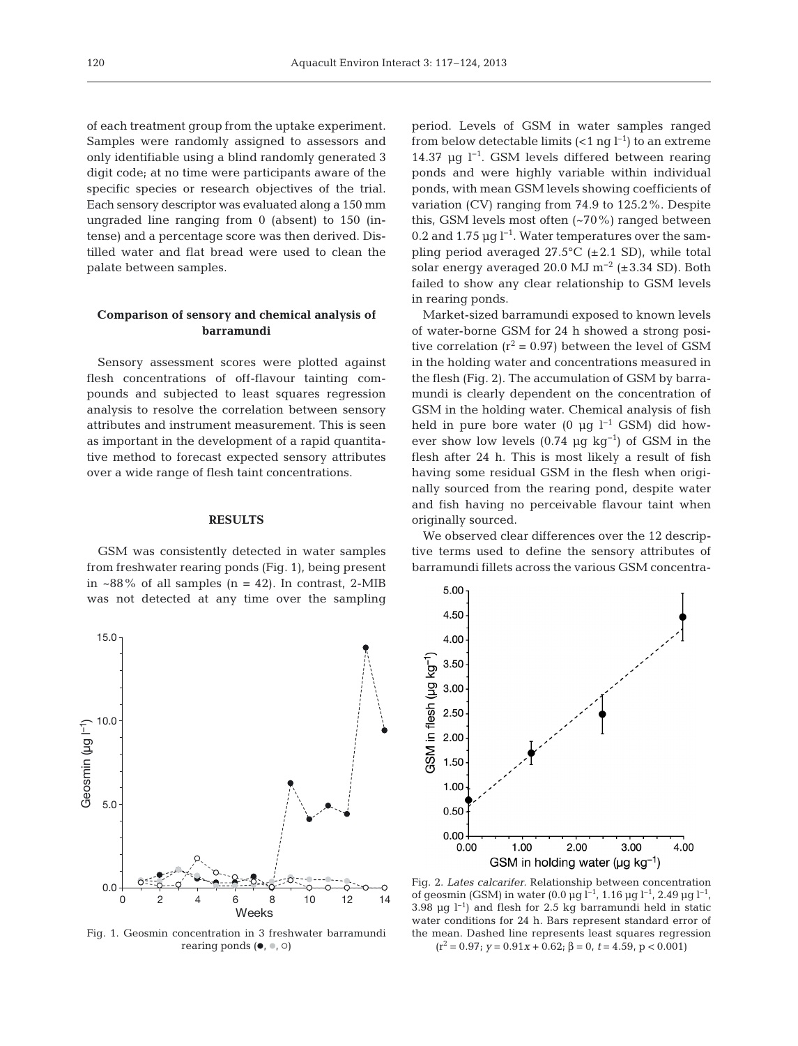of each treatment group from the uptake experiment. Samples were randomly assigned to assessors and only identifiable using a blind randomly generated 3 digit code; at no time were participants aware of the specific species or research objectives of the trial. Each sensory descriptor was evaluated along a 150 mm ungraded line ranging from 0 (absent) to 150 (intense) and a percentage score was then derived. Distilled water and flat bread were used to clean the palate between samples.

### Comparison of sensory and chemical analysis of barramundi

Sensory assessment scores were plotted against flesh concentrations of off-flavour tainting compounds and subjected to least squares regression analysis to resolve the correlation between sensory attributes and instrument measurement. This is seen as important in the development of a rapid quantitative method to forecast expected sensory attributes over a wide range of flesh taint concentrations.

## RESULTS

GSM was consistently detected in water samples from freshwater rearing ponds (Fig. 1), being present in ~88% of all samples (n = 42). In contrast, 2-MIB was not detected at any time over the sampling period. Levels of GSM in water samples ranged from below detectable limits (<1 ng $l^{-1}$) to an extreme 14.37 µg $l^{-1}$. GSM levels differed between rearing ponds and were highly variable within individual ponds, with mean GSM levels showing coefficients of variation (CV) ranging from 74.9 to 125.2%. Despite this, GSM levels most often (~70%) ranged between 0.2 and 1.75 µg $l^{-1}$. Water temperatures over the sampling period averaged 27.5°C (±2.1 SD), while total solar energy averaged 20.0 MJ $m^{-2}$ (±3.34 SD). Both failed to show any clear relationship to GSM levels in rearing ponds.

Market-sized barramundi exposed to known levels of water-borne GSM for 24 h showed a strong positive correlation ($r^2 = 0.97$) between the level of GSM in the holding water and concentrations measured in the flesh (Fig. 2). The accumulation of GSM by barramundi is clearly dependent on the concentration of GSM in the holding water. Chemical analysis of fish held in pure bore water (0 µg $l^{-1}$ GSM) did however show low levels (0.74 µg $kg^{-1}$) of GSM in the flesh after 24 h. This is most likely a result of fish having some residual GSM in the flesh when originally sourced from the rearing pond, despite water and fish having no perceivable flavour taint when originally sourced.

We observed clear differences over the 12 descriptive terms used to define the sensory attributes of barramundi fillets across the various GSM concentra-

Fig. 1. Geosmin concentration in 3 freshwater barramundi rearing ponds (●, ●, ○)

Fig. 2. *Lates calcarifer*. Relationship between concentration of geosmin (GSM) in water (0.0 µg $l^{-1}$, 1.16 µg $l^{-1}$, 2.49 µg $l^{-1}$, 3.98 µg $l^{-1}$) and flesh for 2.5 kg barramundi held in static water conditions for 24 h. Bars represent standard error of the mean. Dashed line represents least squares regression ($r^2 = 0.97$; $y = 0.91x + 0.62$; $\beta = 0$, $t = 4.59$, $p < 0.001$)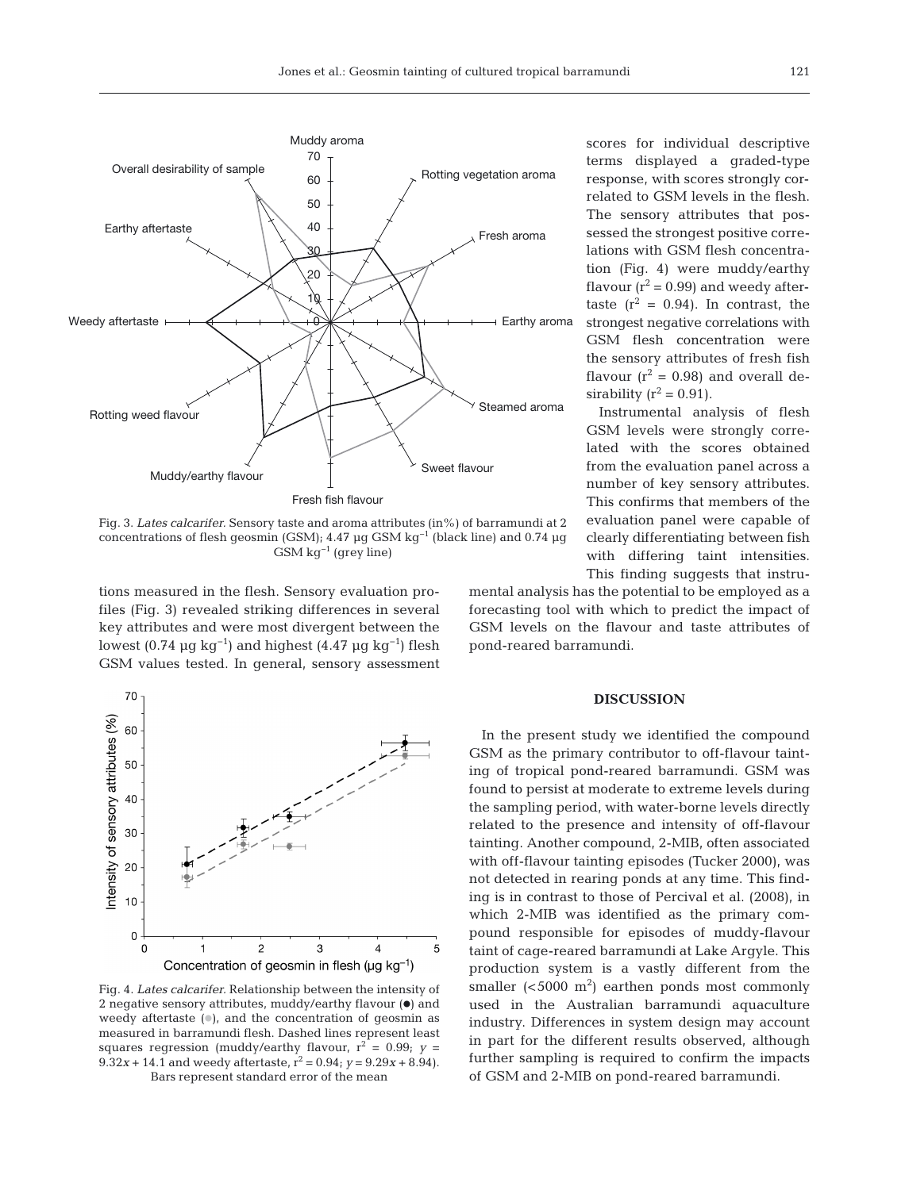Fig. 3. *Lates calcarifer.* Sensory taste and aroma attributes (in%) of barramundi at 2 concentrations of flesh geosmin (GSM); 4.47 µg GSM $kg^{-1}$ (black line) and 0.74 µg GSM $kg^{-1}$ (grey line)

tions measured in the flesh. Sensory evaluation profiles (Fig. 3) revealed striking differences in several key attributes and were most divergent between the lowest (0.74 µg $kg^{-1}$) and highest (4.47 µg $kg^{-1}$) flesh GSM values tested. In general, sensory assessment scores for individual descriptive terms displayed a graded-type response, with scores strongly correlated to GSM levels in the flesh. The sensory attributes that possessed the strongest positive correlations with GSM flesh concentration (Fig. 4) were muddy/earthy flavour ($r^2 = 0.99$) and weedy aftertaste ($r^2 = 0.94$). In contrast, the strongest negative correlations with GSM flesh concentration were the sensory attributes of fresh fish flavour ($r^2 = 0.98$) and overall desirability ($r^2 = 0.91$).

Instrumental analysis of flesh GSM levels were strongly correlated with the scores obtained from the evaluation panel across a number of key sensory attributes. This confirms that members of the evaluation panel were capable of clearly differentiating between fish with differing taint intensities. This finding suggests that instrumental analysis has the potential to be employed as a forecasting tool with which to predict the impact of GSM levels on the flavour and taste attributes of pond-reared barramundi.

Fig. 4. *Lates calcarifer.* Relationship between the intensity of 2 negative sensory attributes, muddy/earthy flavour (●) and weedy aftertaste (●), and the concentration of geosmin as measured in barramundi flesh. Dashed lines represent least squares regression (muddy/earthy flavour, $r^2 = 0.99$; $y = 9.32x + 14.1$ and weedy aftertaste, $r^2 = 0.94$; $y = 9.29x + 8.94$). Bars represent standard error of the mean

## DISCUSSION

In the present study we identified the compound GSM as the primary contributor to off-flavour tainting of tropical pond-reared barramundi. GSM was found to persist at moderate to extreme levels during the sampling period, with water-borne levels directly related to the presence and intensity of off-flavour tainting. Another compound, 2-MIB, often associated with off-flavour tainting episodes (Tucker 2000), was not detected in rearing ponds at any time. This finding is in contrast to those of Percival et al. (2008), in which 2-MIB was identified as the primary compound responsible for episodes of muddy-flavour taint of cage-reared barramundi at Lake Argyle. This production system is a vastly different from the smaller (<5000 $m^2$) earthen ponds most commonly used in the Australian barramundi aquaculture industry. Differences in system design may account in part for the different results observed, although further sampling is required to confirm the impacts of GSM and 2-MIB on pond-reared barramundi.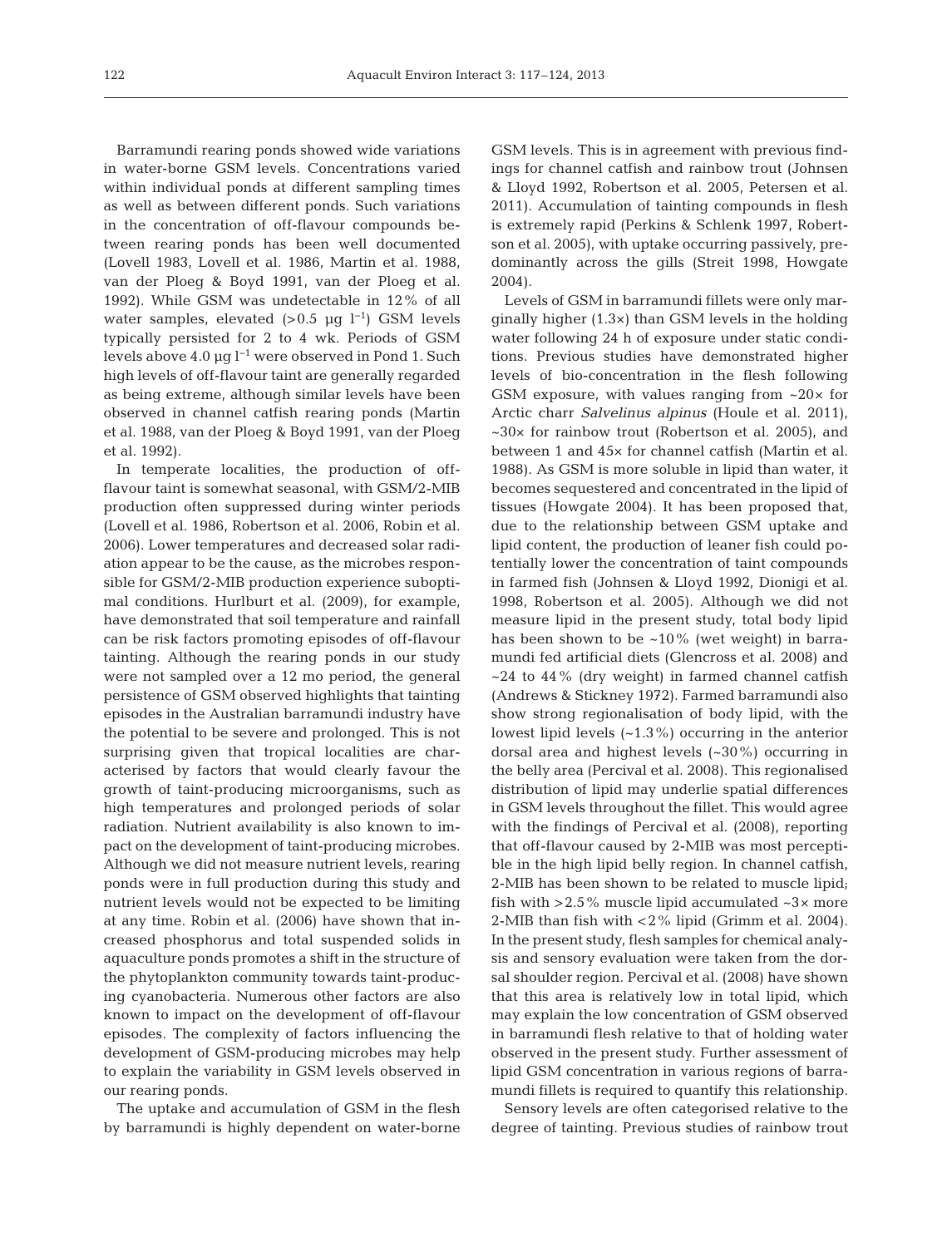Barramundi rearing ponds showed wide variations in water-borne GSM levels. Concentrations varied within individual ponds at different sampling times as well as between different ponds. Such variations in the concentration of off-flavour compounds between rearing ponds has been well documented (Lovell 1983, Lovell et al. 1986, Martin et al. 1988, van der Ploeg & Boyd 1991, van der Ploeg et al. 1992). While GSM was undetectable in 12% of all water samples, elevated (>0.5 µg $l^{-1}$) GSM levels typically persisted for 2 to 4 wk. Periods of GSM levels above 4.0 µg $l^{-1}$ were observed in Pond 1. Such high levels of off-flavour taint are generally regarded as being extreme, although similar levels have been observed in channel catfish rearing ponds (Martin et al. 1988, van der Ploeg & Boyd 1991, van der Ploeg et al. 1992).

In temperate localities, the production of off-flavour taint is somewhat seasonal, with GSM/2-MIB production often suppressed during winter periods (Lovell et al. 1986, Robertson et al. 2006, Robin et al. 2006). Lower temperatures and decreased solar radiation appear to be the cause, as the microbes responsible for GSM/2-MIB production experience suboptimal conditions. Hurlburt et al. (2009), for example, have demonstrated that soil temperature and rainfall can be risk factors promoting episodes of off-flavour tainting. Although the rearing ponds in our study were not sampled over a 12 mo period, the general persistence of GSM observed highlights that tainting episodes in the Australian barramundi industry have the potential to be severe and prolonged. This is not surprising given that tropical localities are characterised by factors that would clearly favour the growth of taint-producing microorganisms, such as high temperatures and prolonged periods of solar radiation. Nutrient availability is also known to impact on the development of taint-producing microbes. Although we did not measure nutrient levels, rearing ponds were in full production during this study and nutrient levels would not be expected to be limiting at any time. Robin et al. (2006) have shown that increased phosphorus and total suspended solids in aquaculture ponds promotes a shift in the structure of the phytoplankton community towards taint-producing cyanobacteria. Numerous other factors are also known to impact on the development of off-flavour episodes. The complexity of factors influencing the development of GSM-producing microbes may help to explain the variability in GSM levels observed in our rearing ponds.

The uptake and accumulation of GSM in the flesh by barramundi is highly dependent on water-borne GSM levels. This is in agreement with previous findings for channel catfish and rainbow trout (Johnsen & Lloyd 1992, Robertson et al. 2005, Petersen et al. 2011). Accumulation of tainting compounds in flesh is extremely rapid (Perkins & Schlenk 1997, Robertson et al. 2005), with uptake occurring passively, predominantly across the gills (Streit 1998, Howgate 2004).

Levels of GSM in barramundi fillets were only marginally higher (1.3×) than GSM levels in the holding water following 24 h of exposure under static conditions. Previous studies have demonstrated higher levels of bio-concentration in the flesh following GSM exposure, with values ranging from ~20× for Arctic charr *Salvelinus alpinus* (Houle et al. 2011), ~30× for rainbow trout (Robertson et al. 2005), and between 1 and 45× for channel catfish (Martin et al. 1988). As GSM is more soluble in lipid than water, it becomes sequestered and concentrated in the lipid of tissues (Howgate 2004). It has been proposed that, due to the relationship between GSM uptake and lipid content, the production of leaner fish could potentially lower the concentration of taint compounds in farmed fish (Johnsen & Lloyd 1992, Dionigi et al. 1998, Robertson et al. 2005). Although we did not measure lipid in the present study, total body lipid has been shown to be ~10% (wet weight) in barramundi fed artificial diets (Glencross et al. 2008) and ~24 to 44% (dry weight) in farmed channel catfish (Andrews & Stickney 1972). Farmed barramundi also show strong regionalisation of body lipid, with the lowest lipid levels (~1.3%) occurring in the anterior dorsal area and highest levels (~30%) occurring in the belly area (Percival et al. 2008). This regionalised distribution of lipid may underlie spatial differences in GSM levels throughout the fillet. This would agree with the findings of Percival et al. (2008), reporting that off-flavour caused by 2-MIB was most perceptible in the high lipid belly region. In channel catfish, 2-MIB has been shown to be related to muscle lipid; fish with >2.5% muscle lipid accumulated ~3× more 2-MIB than fish with <2% lipid (Grimm et al. 2004). In the present study, flesh samples for chemical analysis and sensory evaluation were taken from the dorsal shoulder region. Percival et al. (2008) have shown that this area is relatively low in total lipid, which may explain the low concentration of GSM observed in barramundi flesh relative to that of holding water observed in the present study. Further assessment of lipid GSM concentration in various regions of barramundi fillets is required to quantify this relationship.

Sensory levels are often categorised relative to the degree of tainting. Previous studies of rainbow trout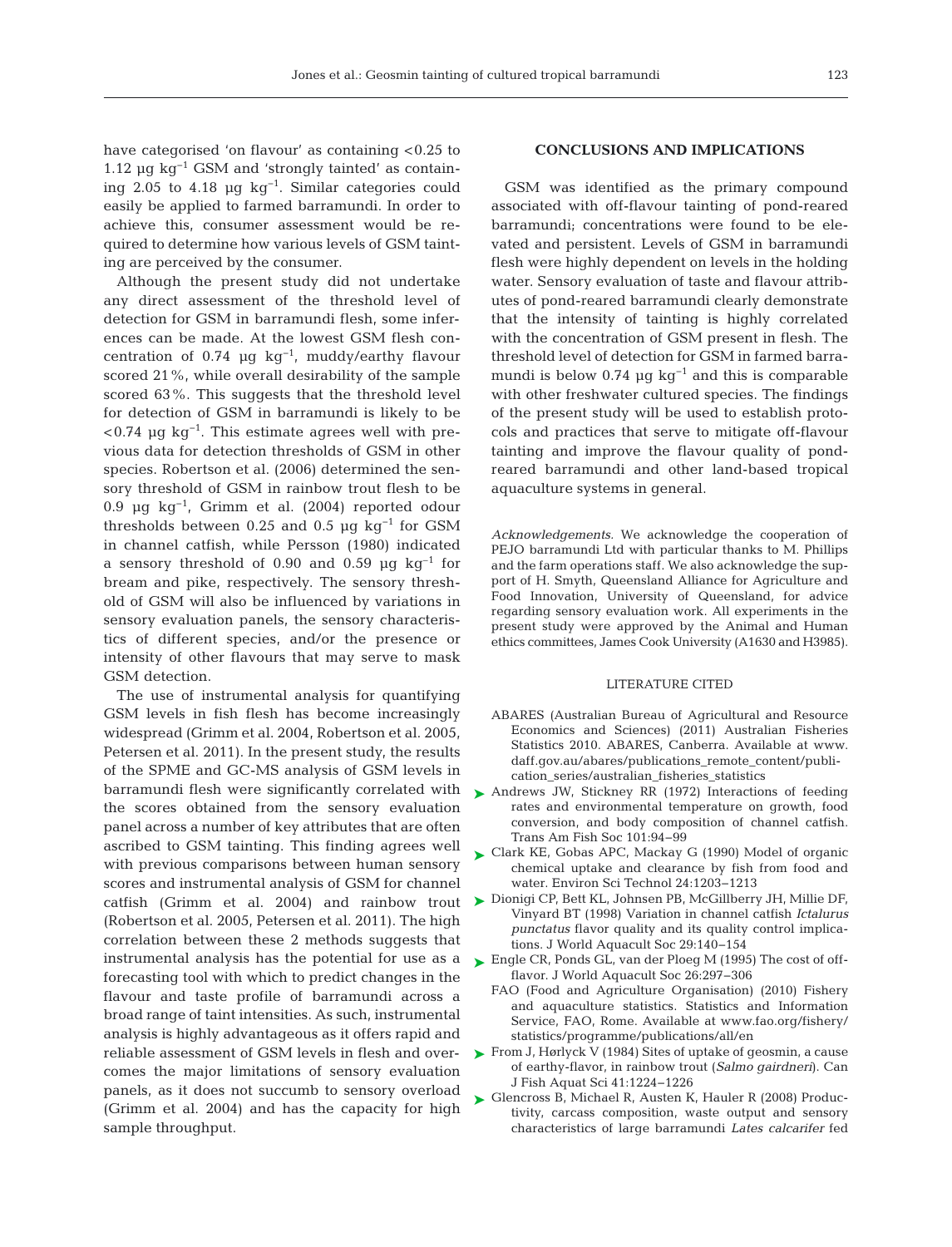have categorised 'on flavour' as containing <0.25 to 1.12 µg $kg^{-1}$ GSM and 'strongly tainted' as containing 2.05 to 4.18 µg $kg^{-1}$. Similar categories could easily be applied to farmed barramundi. In order to achieve this, consumer assessment would be required to determine how various levels of GSM tainting are perceived by the consumer.

Although the present study did not undertake any direct assessment of the threshold level of detection for GSM in barramundi flesh, some inferences can be made. At the lowest GSM flesh concentration of 0.74 µg $kg^{-1}$, muddy/earthy flavour scored 21%, while overall desirability of the sample scored 63%. This suggests that the threshold level for detection of GSM in barramundi is likely to be <0.74 µg $kg^{-1}$. This estimate agrees well with previous data for detection thresholds of GSM in other species. Robertson et al. (2006) determined the sensory threshold of GSM in rainbow trout flesh to be 0.9 µg $kg^{-1}$, Grimm et al. (2004) reported odour thresholds between 0.25 and 0.5 µg $kg^{-1}$ for GSM in channel catfish, while Persson (1980) indicated a sensory threshold of 0.90 and 0.59 µg $kg^{-1}$ for bream and pike, respectively. The sensory threshold of GSM will also be influenced by variations in sensory evaluation panels, the sensory characteristics of different species, and/or the presence or intensity of other flavours that may serve to mask GSM detection.

The use of instrumental analysis for quantifying GSM levels in fish flesh has become increasingly widespread (Grimm et al. 2004, Robertson et al. 2005, Petersen et al. 2011). In the present study, the results of the SPME and GC-MS analysis of GSM levels in barramundi flesh were significantly correlated with the scores obtained from the sensory evaluation panel across a number of key attributes that are often ascribed to GSM tainting. This finding agrees well with previous comparisons between human sensory scores and instrumental analysis of GSM for channel catfish (Grimm et al. 2004) and rainbow trout (Robertson et al. 2005, Petersen et al. 2011). The high correlation between these 2 methods suggests that instrumental analysis has the potential for use as a forecasting tool with which to predict changes in the flavour and taste profile of barramundi across a broad range of taint intensities. As such, instrumental analysis is highly advantageous as it offers rapid and reliable assessment of GSM levels in flesh and overcomes the major limitations of sensory evaluation panels, as it does not succumb to sensory overload (Grimm et al. 2004) and has the capacity for high sample throughput.

## CONCLUSIONS AND IMPLICATIONS

GSM was identified as the primary compound associated with off-flavour tainting of pond-reared barramundi; concentrations were found to be elevated and persistent. Levels of GSM in barramundi flesh were highly dependent on levels in the holding water. Sensory evaluation of taste and flavour attributes of pond-reared barramundi clearly demonstrate that the intensity of tainting is highly correlated with the concentration of GSM present in flesh. The threshold level of detection for GSM in farmed barramundi is below 0.74 µg $kg^{-1}$ and this is comparable with other freshwater cultured species. The findings of the present study will be used to establish protocols and practices that serve to mitigate off-flavour tainting and improve the flavour quality of pond-reared barramundi and other land-based tropical aquaculture systems in general.

*Acknowledgements.* We acknowledge the cooperation of PEJO barramundi Ltd with particular thanks to M. Phillips and the farm operations staff. We also acknowledge the support of H. Smyth, Queensland Alliance for Agriculture and Food Innovation, University of Queensland, for advice regarding sensory evaluation work. All experiments in the present study were approved by the Animal and Human ethics committees, James Cook University (A1630 and H3985).

## LITERATURE CITED

- ABARES (Australian Bureau of Agricultural and Resource Economics and Sciences) (2011) Australian Fisheries Statistics 2010. ABARES, Canberra. Available at www.daff.gov.au/abares/publications_remote_content/publication_series/australian_fisheries_statistics
- Andrews JW, Stickney RR (1972) Interactions of feeding rates and environmental temperature on growth, food conversion, and body composition of channel catfish. Trans Am Fish Soc 101:94–99
- Clark KE, Gobas APC, Mackay G (1990) Model of organic chemical uptake and clearance by fish from food and water. Environ Sci Technol 24:1203–1213
- Dionigi CP, Bett KL, Johnsen PB, McGillberry JH, Millie DF, Vinyard BT (1998) Variation in channel catfish *Ictalurus punctatus* flavor quality and its quality control implications. J World Aquacult Soc 29:140–154
- Engle CR, Ponds GL, van der Ploeg M (1995) The cost of off-flavor. J World Aquacult Soc 26:297–306
- FAO (Food and Agriculture Organisation) (2010) Fishery and aquaculture statistics. Statistics and Information Service, FAO, Rome. Available at www.fao.org/fishery/statistics/programme/publications/all/en
- From J, Hørlyck V (1984) Sites of uptake of geosmin, a cause of earthy-flavor, in rainbow trout (*Salmo gairdneri*). Can J Fish Aquat Sci 41:1224–1226
- Glencross B, Michael R, Austen K, Hauler R (2008) Productivity, carcass composition, waste output and sensory characteristics of large barramundi *Lates calcarifer* fed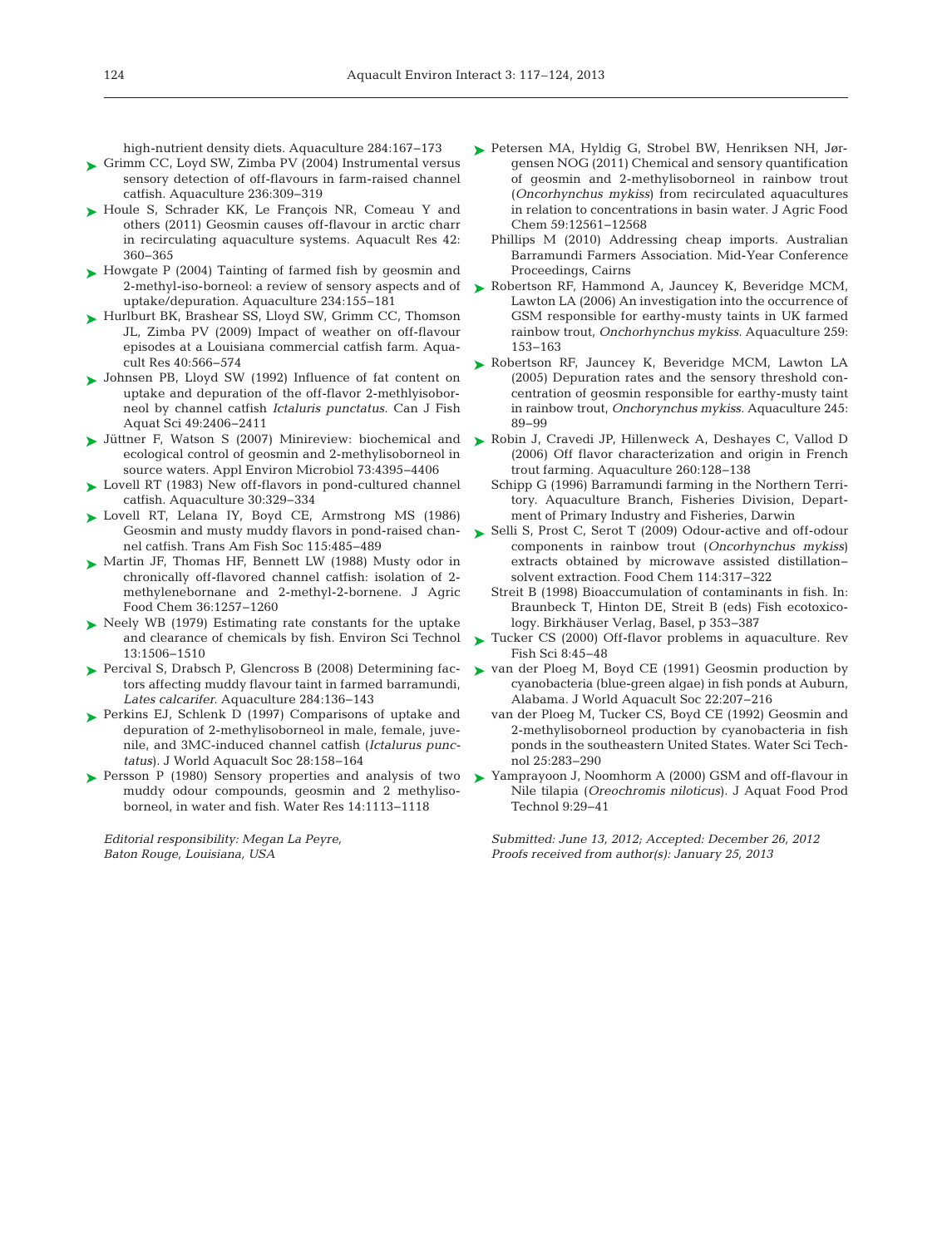high-nutrient density diets. Aquaculture 284:167−173

Grimm CC, Loyd SW, Zimba PV (2004) Instrumental versus sensory detection of off-flavours in farm-raised channel catfish. Aquaculture 236:309−319

Houle S, Schrader KK, Le François NR, Comeau Y and others (2011) Geosmin causes off-flavour in arctic charr in recirculating aquaculture systems. Aquacult Res 42: 360−365

Howgate P (2004) Tainting of farmed fish by geosmin and 2-methyl-iso-borneol: a review of sensory aspects and of uptake/depuration. Aquaculture 234:155−181

Hurlburt BK, Brashear SS, Lloyd SW, Grimm CC, Thomson JL, Zimba PV (2009) Impact of weather on off-flavour episodes at a Louisiana commercial catfish farm. Aquacult Res 40:566−574

Johnsen PB, Lloyd SW (1992) Influence of fat content on uptake and depuration of the off-flavor 2-methlyisoborneol by channel catfish *Ictaluris punctatus*. Can J Fish Aquat Sci 49:2406−2411

Jüttner F, Watson S (2007) Minireview: biochemical and ecological control of geosmin and 2-methylisoborneol in source waters. Appl Environ Microbiol 73:4395−4406

Lovell RT (1983) New off-flavors in pond-cultured channel catfish. Aquaculture 30:329−334

Lovell RT, Lelana IY, Boyd CE, Armstrong MS (1986) Geosmin and musty muddy flavors in pond-raised channel catfish. Trans Am Fish Soc 115:485−489

Martin JF, Thomas HF, Bennett LW (1988) Musty odor in chronically off-flavored channel catfish: isolation of 2-methylenebornane and 2-methyl-2-bornene. J Agric Food Chem 36:1257−1260

Neely WB (1979) Estimating rate constants for the uptake and clearance of chemicals by fish. Environ Sci Technol 13:1506−1510

Percival S, Drabsch P, Glencross B (2008) Determining factors affecting muddy flavour taint in farmed barramundi, *Lates calcarifer*. Aquaculture 284:136−143

Perkins EJ, Schlenk D (1997) Comparisons of uptake and depuration of 2-methylisoborneol in male, female, juvenile, and 3MC-induced channel catfish (*Ictalurus punctatus*). J World Aquacult Soc 28:158−164

Persson P (1980) Sensory properties and analysis of two muddy odour compounds, geosmin and 2 methylisoborneol, in water and fish. Water Res 14:1113−1118

Petersen MA, Hyldig G, Strobel BW, Henriksen NH, Jørgensen NOG (2011) Chemical and sensory quantification of geosmin and 2-methylisoborneol in rainbow trout (*Oncorhynchus mykiss*) from recirculated aquacultures in relation to concentrations in basin water. J Agric Food Chem 59:12561−12568

Phillips M (2010) Addressing cheap imports. Australian Barramundi Farmers Association. Mid-Year Conference Proceedings, Cairns

Robertson RF, Hammond A, Jauncey K, Beveridge MCM, Lawton LA (2006) An investigation into the occurrence of GSM responsible for earthy-musty taints in UK farmed rainbow trout, *Onchorhynchus mykiss*. Aquaculture 259: 153−163

Robertson RF, Jauncey K, Beveridge MCM, Lawton LA (2005) Depuration rates and the sensory threshold concentration of geosmin responsible for earthy-musty taint in rainbow trout, *Onchorynchus mykiss*. Aquaculture 245: 89−99

Robin J, Cravedi JP, Hillenweck A, Deshayes C, Vallod D (2006) Off flavor characterization and origin in French trout farming. Aquaculture 260:128−138

Schipp G (1996) Barramundi farming in the Northern Territory. Aquaculture Branch, Fisheries Division, Department of Primary Industry and Fisheries, Darwin

Selli S, Prost C, Serot T (2009) Odour-active and off-odour components in rainbow trout (*Oncorhynchus mykiss*) extracts obtained by microwave assisted distillation−solvent extraction. Food Chem 114:317−322

Streit B (1998) Bioaccumulation of contaminants in fish. In: Braunbeck T, Hinton DE, Streit B (eds) Fish ecotoxicology. Birkhäuser Verlag, Basel, p 353−387

Tucker CS (2000) Off-flavor problems in aquaculture. Rev Fish Sci 8:45−48

van der Ploeg M, Boyd CE (1991) Geosmin production by cyanobacteria (blue-green algae) in fish ponds at Auburn, Alabama. J World Aquacult Soc 22:207−216

van der Ploeg M, Tucker CS, Boyd CE (1992) Geosmin and 2-methylisoborneol production by cyanobacteria in fish ponds in the southeastern United States. Water Sci Technol 25:283−290

Yamprayoon J, Noomhorm A (2000) GSM and off-flavour in Nile tilapia (*Oreochromis niloticus*). J Aquat Food Prod Technol 9:29−41

*Editorial responsibility: Megan La Peyre, Baton Rouge, Louisiana, USA*

*Submitted: June 13, 2012; Accepted: December 26, 2012*
*Proofs received from author(s): January 25, 2013*